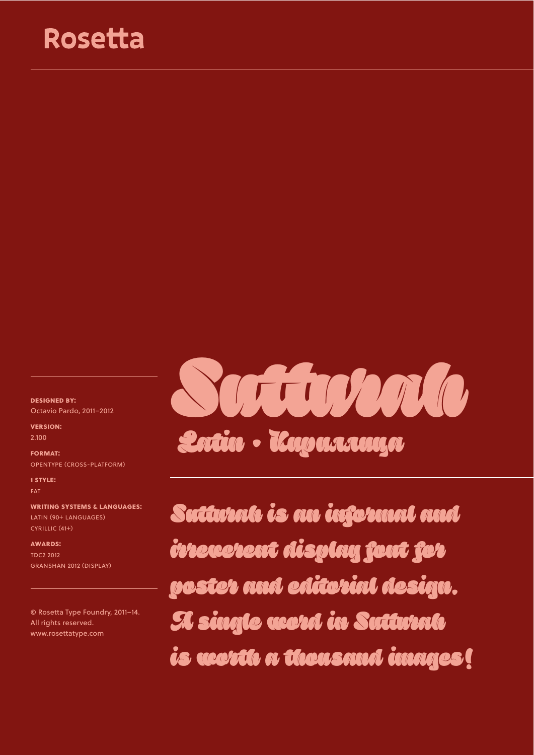# Rosetta

# Sutturah

## Latin • Кирилица

**DESIGNED BY:**
Octavio Pardo, 2011–2012

**VERSION:**
2.100

**FORMAT:**
OPENTYPE (CROSS-PLATFORM)

**1 STYLE:**
FAT

**WRITING SYSTEMS & LANGUAGES:**
LATIN (90+ LANGUAGES)
CYRILLIC (41+)

**AWARDS:**
TDC2 2012
GRANSHAN 2012 (DISPLAY)

© Rosetta Type Foundry, 2011–14.
All rights reserved.
www.rosettatype.com

Sutturah is an informal and irreverent display font for poster and editorial design. A single word in Sutturah is worth a thousand images!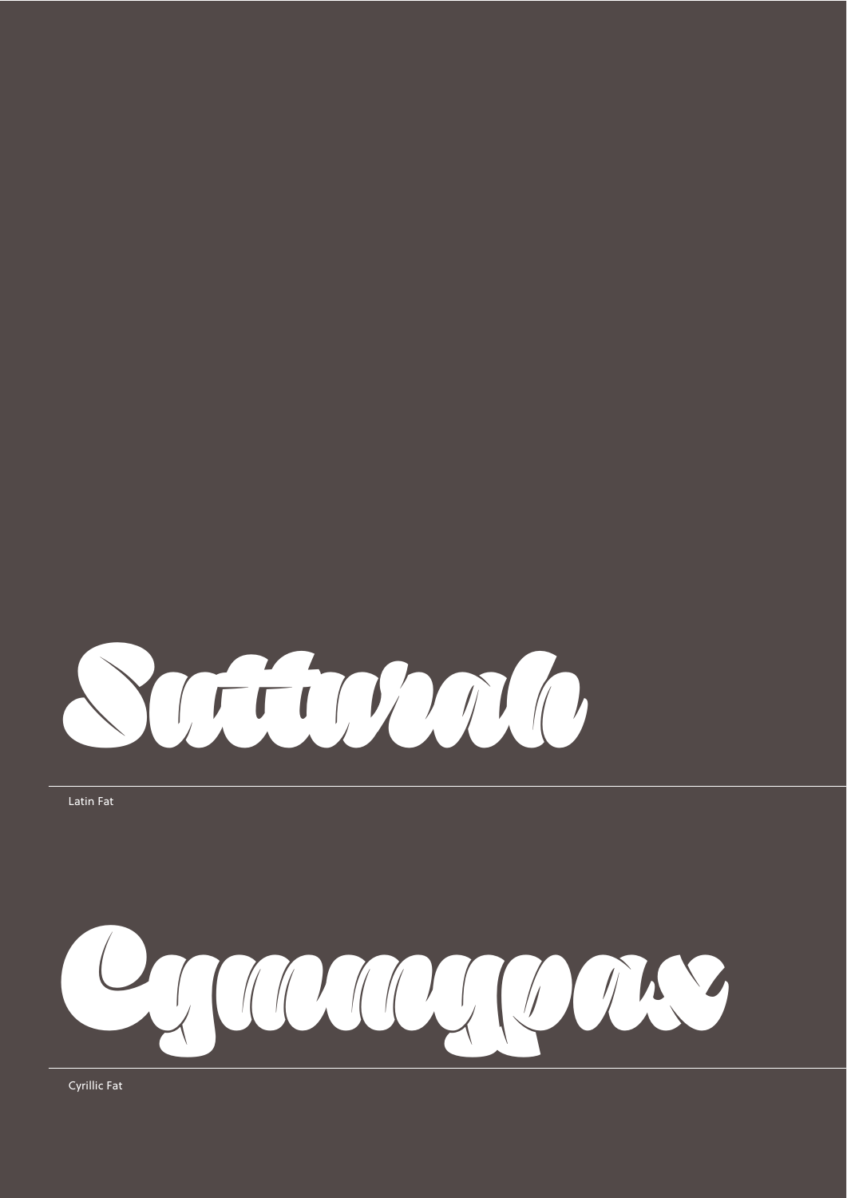Suttwrah

Latin Fat

Сунтурах

Cyrillic Fat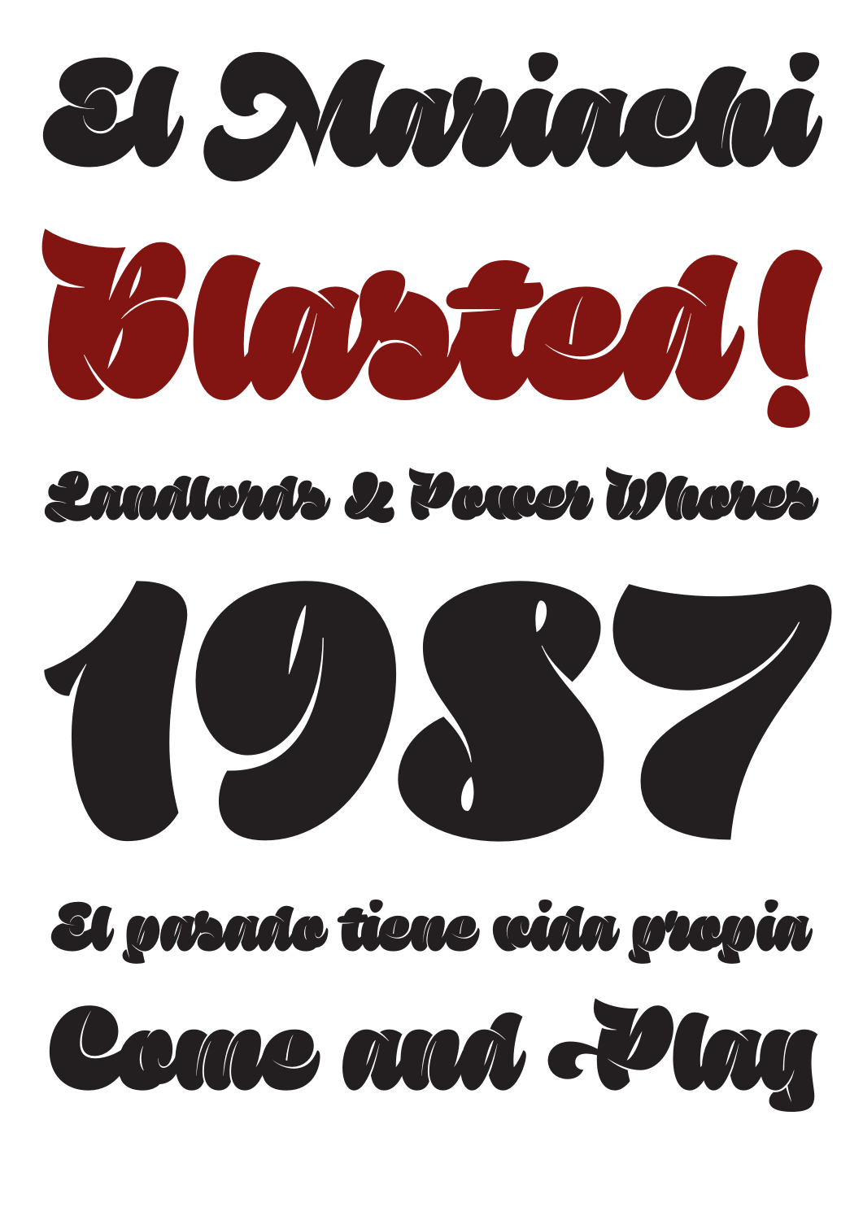El Mariachi

Blasted!

Landlords & Power Whores

1987

El pasado tiene vida propia

Come and Play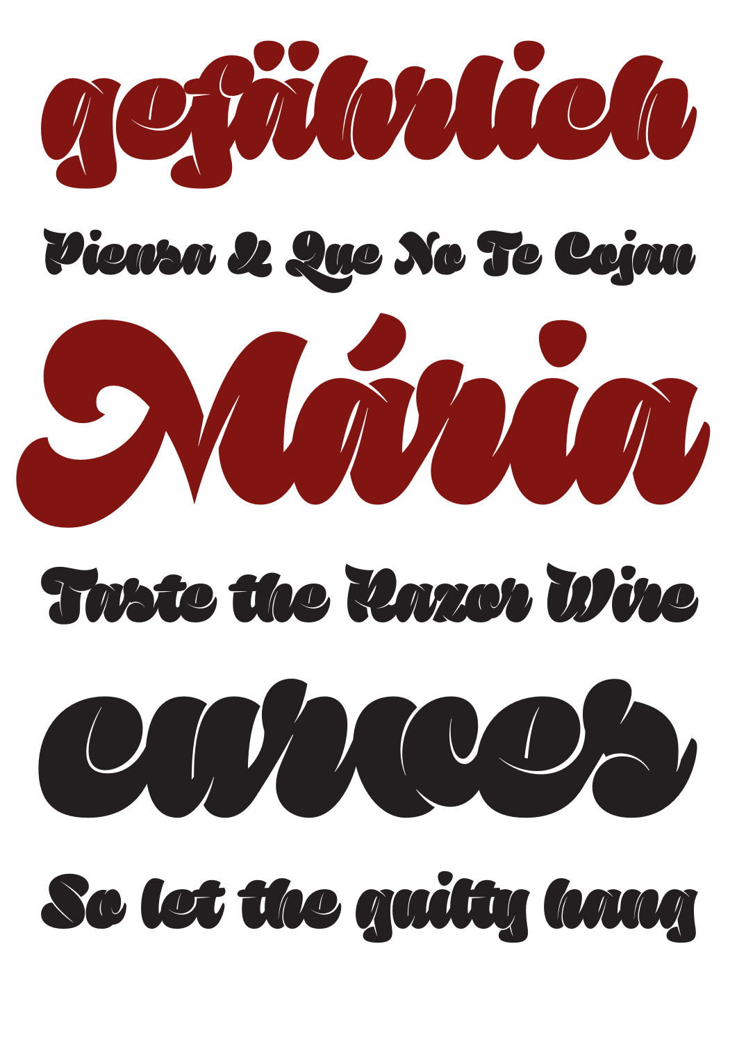gefährlich

Piensa & Que No Te Cojan

Mária

Taste the Razor Wire

curves

So let the guilty hang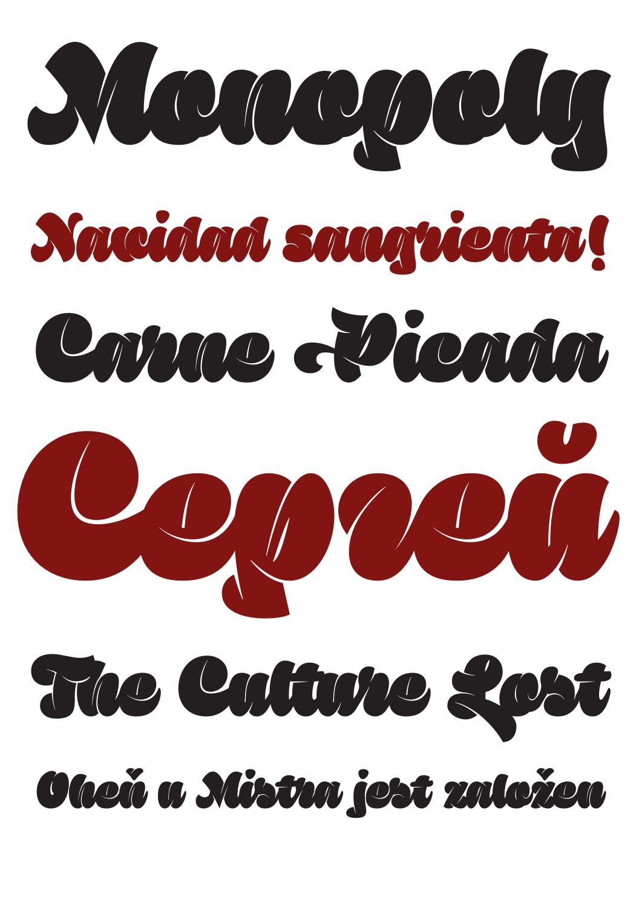Monopoly

Navidad sangrienta!

Carne Picada

Сергей

The Culture Lost

Oheň a Mistra jest založen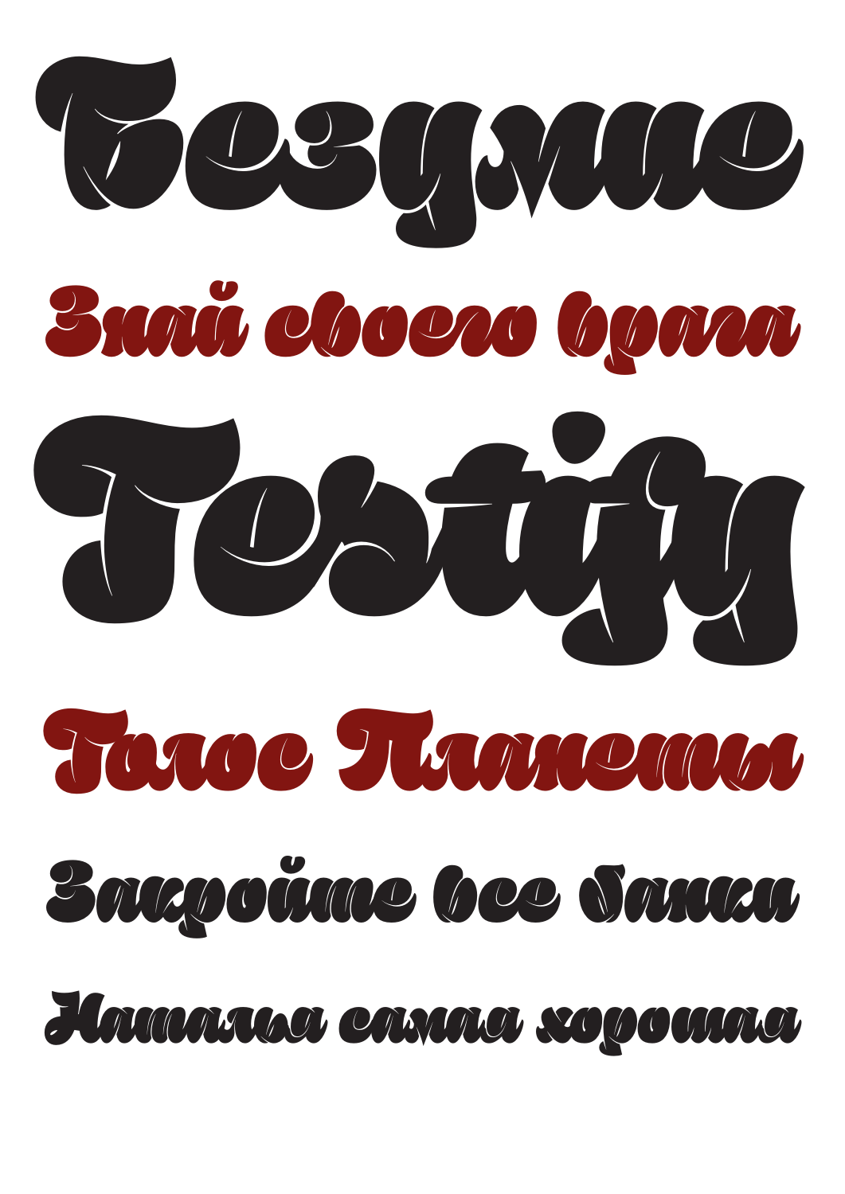Безумие

Знай своего врага

Testify

Голос Планеты

Закройте все банки

Наталья самая хорошая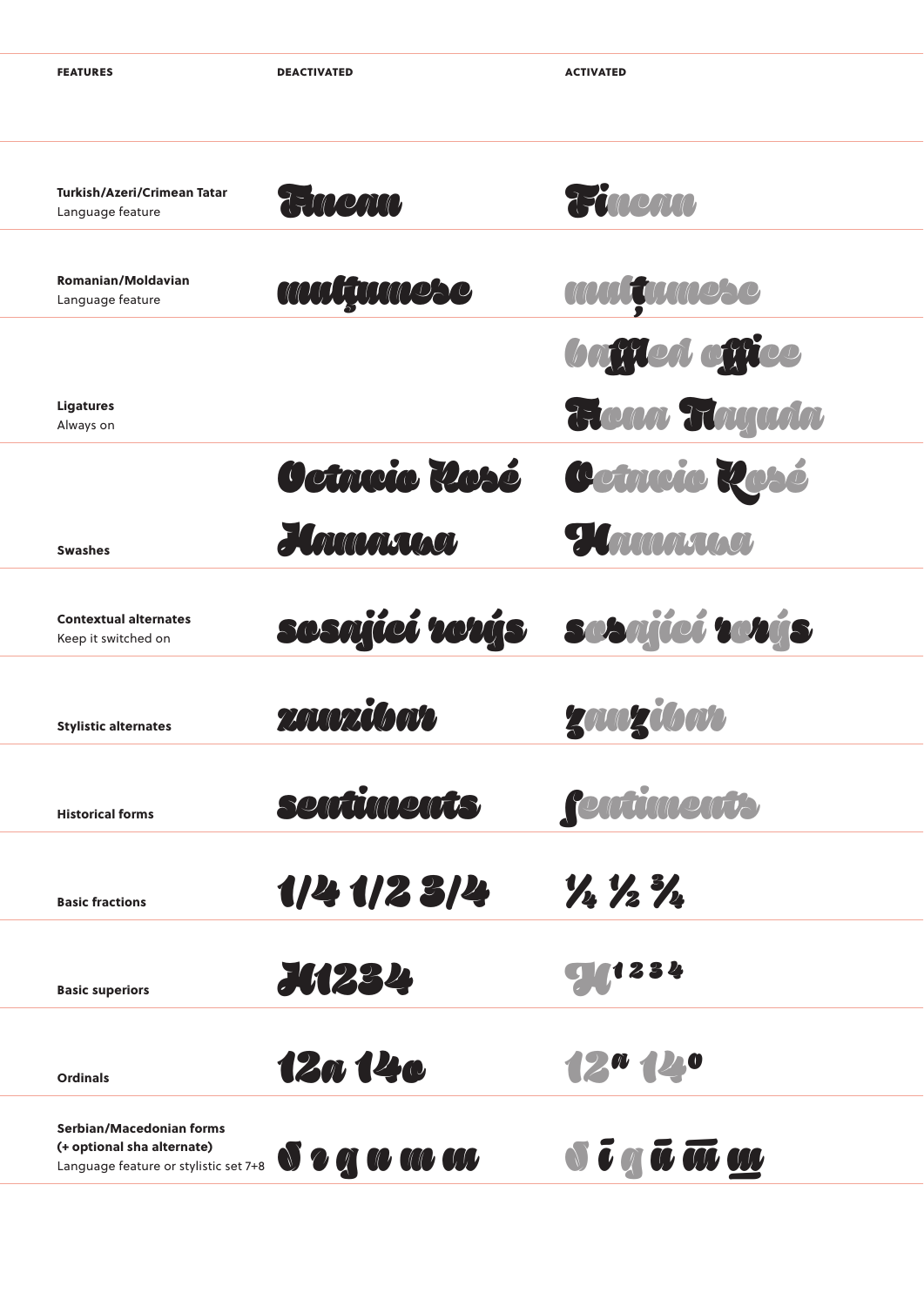| FEATURES | DEACTIVATED | ACTIVATED |
|---|---|---|
| **Turkish/Azeri/Crimean Tatar** Language feature | Fincan | Fincan |
| **Romanian/Moldavian** Language feature | mulţumesc | mulțumesc |
| **Ligatures** Always on | | baffled office<br>Fiona Tlayuda |
| **Swashes** | Octavio Rosé<br>Hawaiian | Octavio Rosé<br>Hawaiian |
| **Contextual alternates** Keep it switched on | sosající vorýs | sosající vorýs |
| **Stylistic alternates** | zanzibar | zanzibar |
| **Historical forms** | sentiments | ſentiments |
| **Basic fractions** | 1/4 1/2 3/4 | ¼ ½ ¾ |
| **Basic superiors** | H1234 | $H^{1234}$ |
| **Ordinals** | 12a 14o | 12ª 14º |
| **Serbian/Macedonian forms (+ optional sha alternate)** Language feature or stylistic set 7+8 | б г д п т ш | б г д п т ш |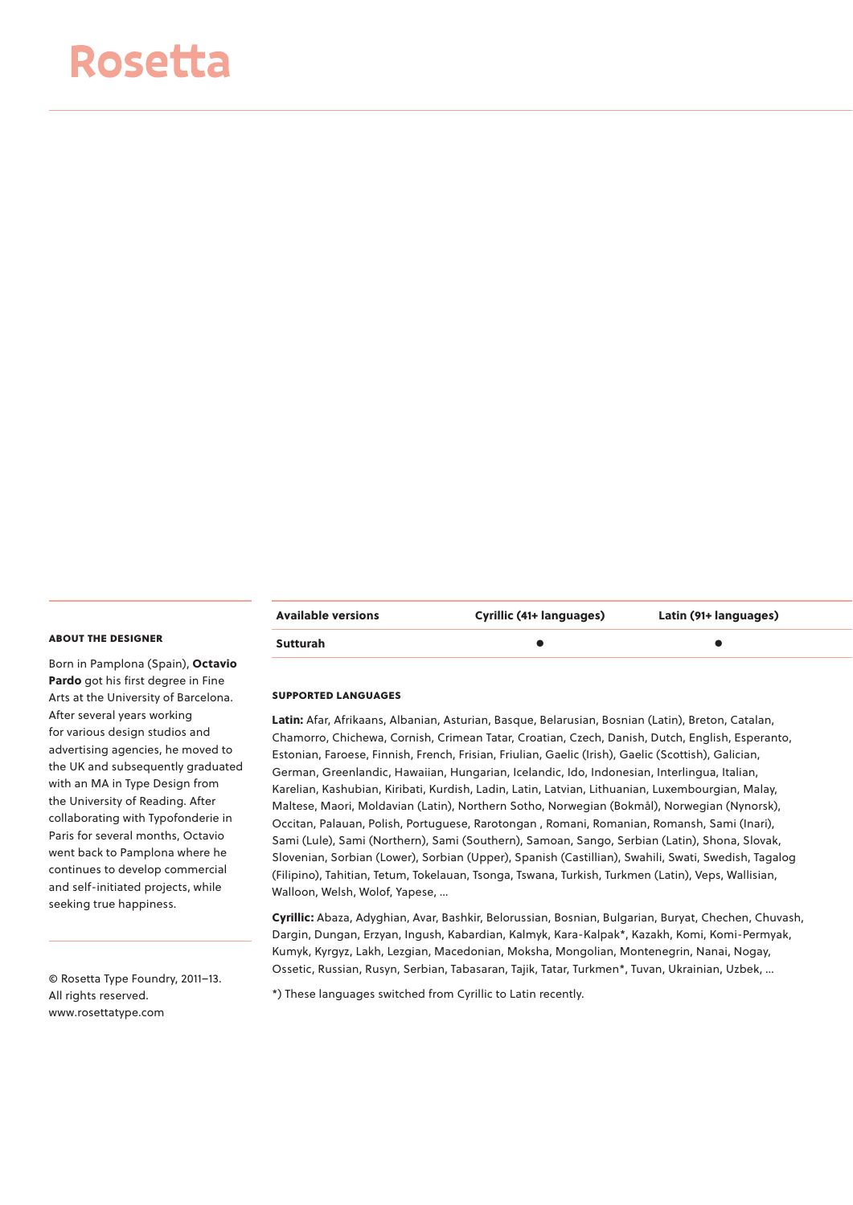# Rosetta

| Available versions | Cyrillic (41+ languages) | Latin (91+ languages) |
|---|---|---|
| Sutturah | ● | ● |

### SUPPORTED LANGUAGES

**Latin:** Afar, Afrikaans, Albanian, Asturian, Basque, Belarusian, Bosnian (Latin), Breton, Catalan, Chamorro, Chichewa, Cornish, Crimean Tatar, Croatian, Czech, Danish, Dutch, English, Esperanto, Estonian, Faroese, Finnish, French, Frisian, Friulian, Gaelic (Irish), Gaelic (Scottish), Galician, German, Greenlandic, Hawaiian, Hungarian, Icelandic, Ido, Indonesian, Interlingua, Italian, Karelian, Kashubian, Kiribati, Kurdish, Ladin, Latin, Latvian, Lithuanian, Luxembourgian, Malay, Maltese, Maori, Moldavian (Latin), Northern Sotho, Norwegian (Bokmål), Norwegian (Nynorsk), Occitan, Palauan, Polish, Portuguese, Rarotongan , Romani, Romanian, Romansh, Sami (Inari), Sami (Lule), Sami (Northern), Sami (Southern), Samoan, Sango, Serbian (Latin), Shona, Slovak, Slovenian, Sorbian (Lower), Sorbian (Upper), Spanish (Castillian), Swahili, Swati, Swedish, Tagalog (Filipino), Tahitian, Tetum, Tokelauan, Tsonga, Tswana, Turkish, Turkmen (Latin), Veps, Wallisian, Walloon, Welsh, Wolof, Yapese, ...

**Cyrillic:** Abaza, Adyghian, Avar, Bashkir, Belorussian, Bosnian, Bulgarian, Buryat, Chechen, Chuvash, Dargin, Dungan, Erzyan, Ingush, Kabardian, Kalmyk, Kara-Kalpak*, Kazakh, Komi, Komi-Permyak, Kumyk, Kyrgyz, Lakh, Lezgian, Macedonian, Moksha, Mongolian, Montenegrin, Nanai, Nogay, Ossetic, Russian, Rusyn, Serbian, Tabasaran, Tajik, Tatar, Turkmen*, Tuvan, Ukrainian, Uzbek, ...

*) These languages switched from Cyrillic to Latin recently.

### ABOUT THE DESIGNER

Born in Pamplona (Spain), **Octavio Pardo** got his first degree in Fine Arts at the University of Barcelona. After several years working for various design studios and advertising agencies, he moved to the UK and subsequently graduated with an MA in Type Design from the University of Reading. After collaborating with Typofonderie in Paris for several months, Octavio went back to Pamplona where he continues to develop commercial and self-initiated projects, while seeking true happiness.

© Rosetta Type Foundry, 2011–13.
All rights reserved.
www.rosettatype.com